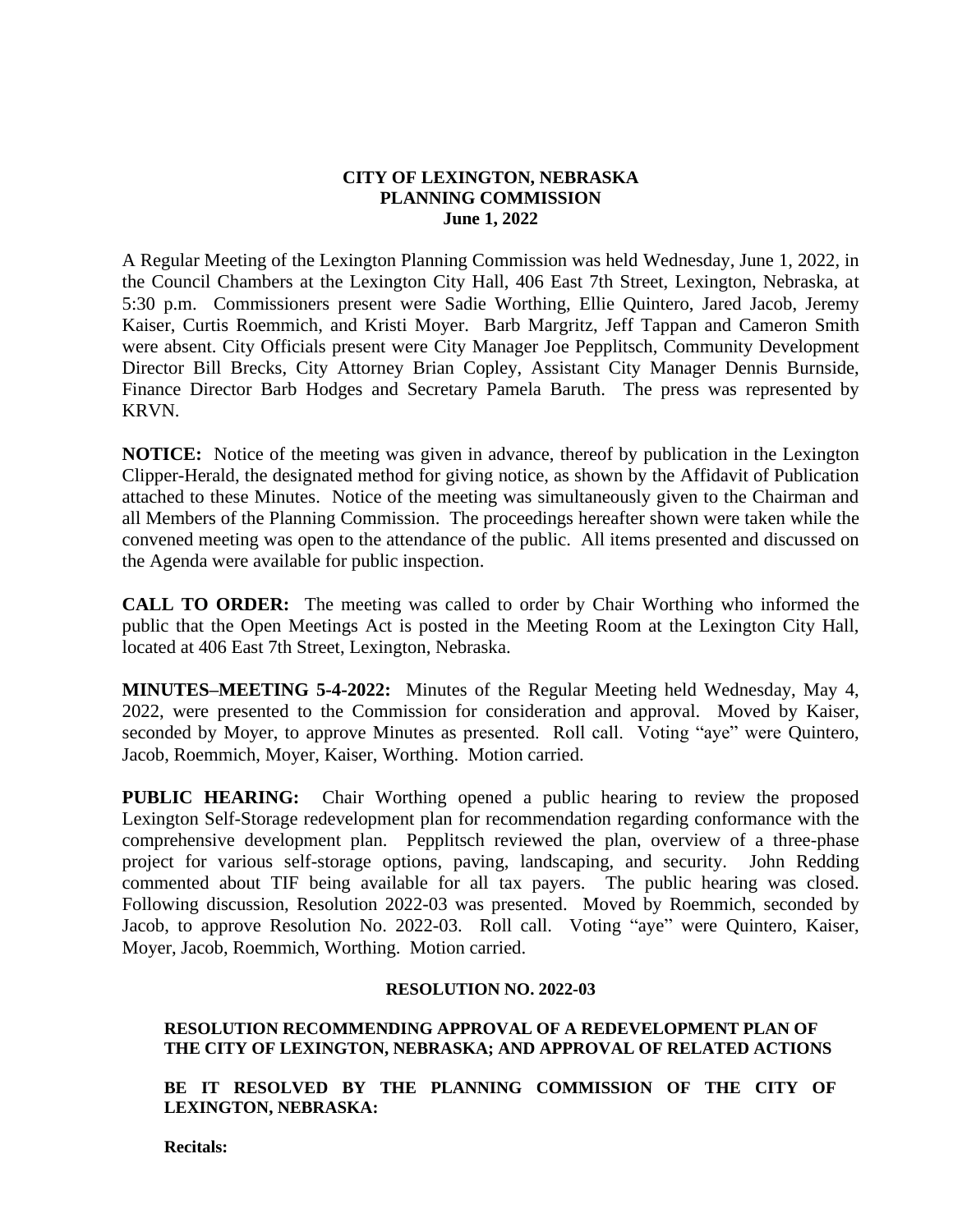**CITY OF LEXINGTON, NEBRASKA**
**PLANNING COMMISSION**
**June 1, 2022**

A Regular Meeting of the Lexington Planning Commission was held Wednesday, June 1, 2022, in the Council Chambers at the Lexington City Hall, 406 East 7th Street, Lexington, Nebraska, at 5:30 p.m. Commissioners present were Sadie Worthing, Ellie Quintero, Jared Jacob, Jeremy Kaiser, Curtis Roemmich, and Kristi Moyer. Barb Margritz, Jeff Tappan and Cameron Smith were absent. City Officials present were City Manager Joe Pepplitsch, Community Development Director Bill Brecks, City Attorney Brian Copley, Assistant City Manager Dennis Burnside, Finance Director Barb Hodges and Secretary Pamela Baruth. The press was represented by KRVN.

**NOTICE:** Notice of the meeting was given in advance, thereof by publication in the Lexington Clipper-Herald, the designated method for giving notice, as shown by the Affidavit of Publication attached to these Minutes. Notice of the meeting was simultaneously given to the Chairman and all Members of the Planning Commission. The proceedings hereafter shown were taken while the convened meeting was open to the attendance of the public. All items presented and discussed on the Agenda were available for public inspection.

**CALL TO ORDER:** The meeting was called to order by Chair Worthing who informed the public that the Open Meetings Act is posted in the Meeting Room at the Lexington City Hall, located at 406 East 7th Street, Lexington, Nebraska.

**MINUTES–MEETING 5-4-2022:** Minutes of the Regular Meeting held Wednesday, May 4, 2022, were presented to the Commission for consideration and approval. Moved by Kaiser, seconded by Moyer, to approve Minutes as presented. Roll call. Voting "aye" were Quintero, Jacob, Roemmich, Moyer, Kaiser, Worthing. Motion carried.

**PUBLIC HEARING:** Chair Worthing opened a public hearing to review the proposed Lexington Self-Storage redevelopment plan for recommendation regarding conformance with the comprehensive development plan. Pepplitsch reviewed the plan, overview of a three-phase project for various self-storage options, paving, landscaping, and security. John Redding commented about TIF being available for all tax payers. The public hearing was closed. Following discussion, Resolution 2022-03 was presented. Moved by Roemmich, seconded by Jacob, to approve Resolution No. 2022-03. Roll call. Voting "aye" were Quintero, Kaiser, Moyer, Jacob, Roemmich, Worthing. Motion carried.

**RESOLUTION NO. 2022-03**

**RESOLUTION RECOMMENDING APPROVAL OF A REDEVELOPMENT PLAN OF THE CITY OF LEXINGTON, NEBRASKA; AND APPROVAL OF RELATED ACTIONS**

**BE IT RESOLVED BY THE PLANNING COMMISSION OF THE CITY OF LEXINGTON, NEBRASKA:**

**Recitals:**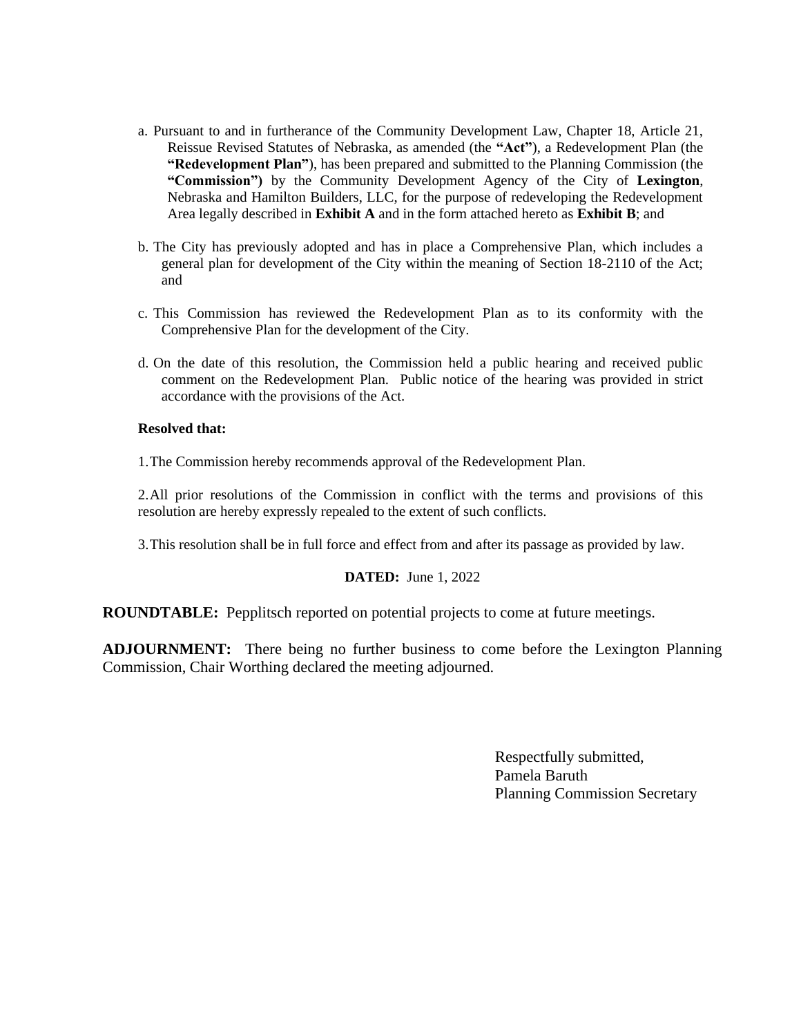a. Pursuant to and in furtherance of the Community Development Law, Chapter 18, Article 21, Reissue Revised Statutes of Nebraska, as amended (the **"Act"**), a Redevelopment Plan (the **"Redevelopment Plan"**), has been prepared and submitted to the Planning Commission (the **"Commission")** by the Community Development Agency of the City of **Lexington**, Nebraska and Hamilton Builders, LLC, for the purpose of redeveloping the Redevelopment Area legally described in **Exhibit A** and in the form attached hereto as **Exhibit B**; and

b. The City has previously adopted and has in place a Comprehensive Plan, which includes a general plan for development of the City within the meaning of Section 18-2110 of the Act; and

c. This Commission has reviewed the Redevelopment Plan as to its conformity with the Comprehensive Plan for the development of the City.

d. On the date of this resolution, the Commission held a public hearing and received public comment on the Redevelopment Plan. Public notice of the hearing was provided in strict accordance with the provisions of the Act.

**Resolved that:**

1. The Commission hereby recommends approval of the Redevelopment Plan.

2. All prior resolutions of the Commission in conflict with the terms and provisions of this resolution are hereby expressly repealed to the extent of such conflicts.

3. This resolution shall be in full force and effect from and after its passage as provided by law.

**DATED:** June 1, 2022

**ROUNDTABLE:** Pepplitsch reported on potential projects to come at future meetings.

**ADJOURNMENT:** There being no further business to come before the Lexington Planning Commission, Chair Worthing declared the meeting adjourned.

Respectfully submitted,
Pamela Baruth
Planning Commission Secretary